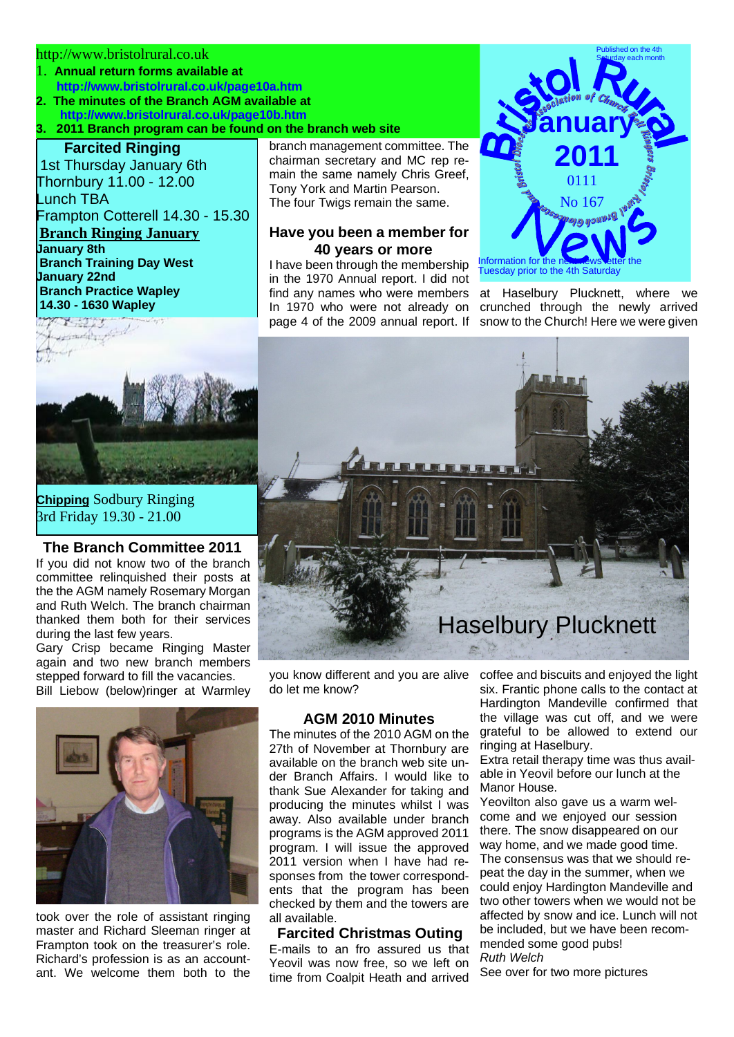http://www.bristolrural.co.uk

1. **Annual return forms available at http://www.bristolrural.co.uk/page10a.htm**
2. **The minutes of the Branch AGM available at http://www.bristolrural.co.uk/page10b.htm**
3. **2011 Branch program can be found on the branch web site**

Published on the 4th Saturday each month

# Bristol Rural News

Bristol Diocesan Association of Church Bell Ringers Bristol Rural Branch Gloucestershire

**January 2011**

0111

No 167

Information for the newsletter the Tuesday prior to the 4th Saturday

## Farcited Ringing

1st Thursday January 6th

Thornbury 11.00 - 12.00

Lunch TBA

Frampton Cotterell 14.30 - 15.30

## Branch Ringing January

**January 8th**

**Branch Training Day West**

**January 22nd**

**Branch Practice Wapley**

**14.30 - 1630 Wapley**

**Chipping** Sodbury Ringing

3rd Friday 19.30 - 21.00

## The Branch Committee 2011

If you did not know two of the branch committee relinquished their posts at the the AGM namely Rosemary Morgan and Ruth Welch. The branch chairman thanked them both for their services during the last few years.

Gary Crisp became Ringing Master again and two new branch members stepped forward to fill the vacancies.

Bill Liebow (below)ringer at Warmley took over the role of assistant ringing master and Richard Sleeman ringer at Frampton took on the treasurer's role. Richard's profession is as an accountant. We welcome them both to the branch management committee. The chairman secretary and MC rep remain the same namely Chris Greef, Tony York and Martin Pearson.

The four Twigs remain the same.

## Have you been a member for 40 years or more

I have been through the membership in the 1970 Annual report. I did not find any names who were members In 1970 who were not already on page 4 of the 2009 annual report. If you know different and you are alive do let me know?

## AGM 2010 Minutes

The minutes of the 2010 AGM on the 27th of November at Thornbury are available on the branch web site under Branch Affairs. I would like to thank Sue Alexander for taking and producing the minutes whilst I was away. Also available under branch programs is the AGM approved 2011 program. I will issue the approved 2011 version when I have had responses from the tower correspondents that the program has been checked by them and the towers are all available.

## Farcited Christmas Outing

E-mails to an fro assured us that Yeovil was now free, so we left on time from Coalpit Heath and arrived at Haselbury Plucknett, where we crunched through the newly arrived snow to the Church! Here we were given coffee and biscuits and enjoyed the light six. Frantic phone calls to the contact at Hardington Mandeville confirmed that the village was cut off, and we were grateful to be allowed to extend our ringing at Haselbury.

Extra retail therapy time was thus available in Yeovil before our lunch at the Manor House.

Yeovilton also gave us a warm welcome and we enjoyed our session there. The snow disappeared on our way home, and we made good time. The consensus was that we should repeat the day in the summer, when we could enjoy Hardington Mandeville and two other towers when we would not be affected by snow and ice. Lunch will not be included, but we have been recommended some good pubs!

*Ruth Welch*

See over for two more pictures

Haselbury Plucknett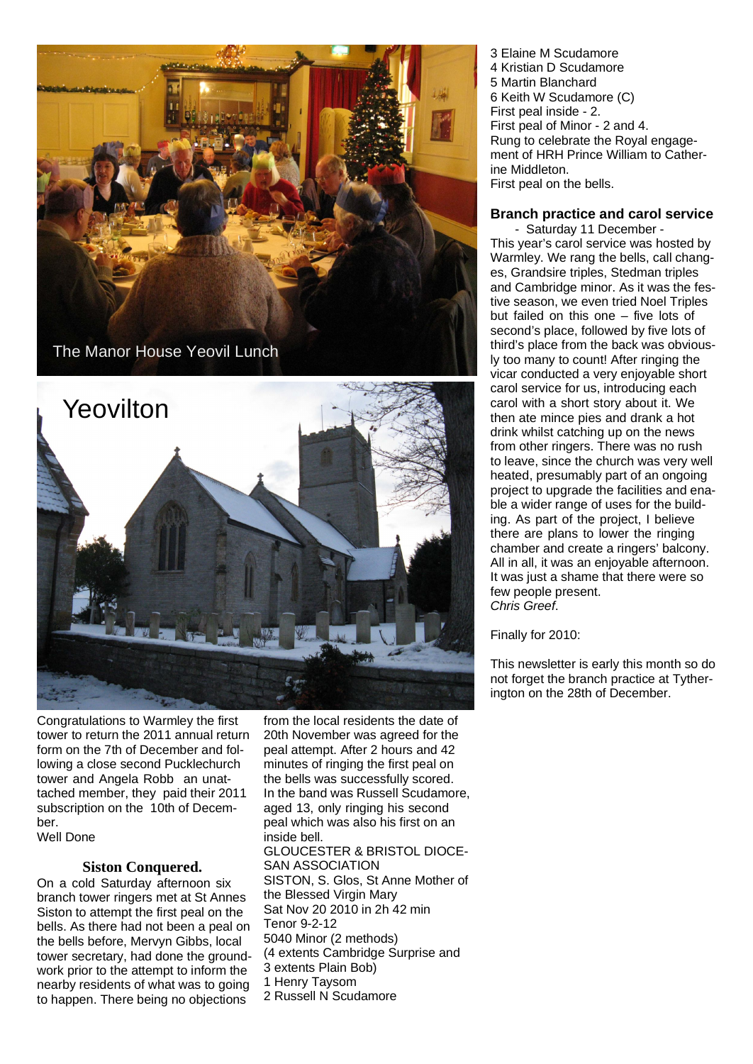The Manor House Yeovil Lunch

Yeovilton

Congratulations to Warmley the first tower to return the 2011 annual return form on the 7th of December and following a close second Pucklechurch tower and Angela Robb an unattached member, they paid their 2011 subscription on the 10th of December.
Well Done

**Siston Conquered.**

On a cold Saturday afternoon six branch tower ringers met at St Annes Siston to attempt the first peal on the bells. As there had not been a peal on the bells before, Mervyn Gibbs, local tower secretary, had done the groundwork prior to the attempt to inform the nearby residents of what was to going to happen. There being no objections from the local residents the date of 20th November was agreed for the peal attempt. After 2 hours and 42 minutes of ringing the first peal on the bells was successfully scored. In the band was Russell Scudamore, aged 13, only ringing his second peal which was also his first on an inside bell.

GLOUCESTER & BRISTOL DIOCESAN ASSOCIATION
SISTON, S. Glos, St Anne Mother of the Blessed Virgin Mary
Sat Nov 20 2010 in 2h 42 min
Tenor 9-2-12
5040 Minor (2 methods)
(4 extents Cambridge Surprise and 3 extents Plain Bob)
1 Henry Taysom
2 Russell N Scudamore
3 Elaine M Scudamore
4 Kristian D Scudamore
5 Martin Blanchard
6 Keith W Scudamore (C)
First peal inside - 2.
First peal of Minor - 2 and 4.
Rung to celebrate the Royal engagement of HRH Prince William to Catherine Middleton.
First peal on the bells.

**Branch practice and carol service**
- Saturday 11 December -

This year's carol service was hosted by Warmley. We rang the bells, call changes, Grandsire triples, Stedman triples and Cambridge minor. As it was the festive season, we even tried Noel Triples but failed on this one – five lots of second's place, followed by five lots of third's place from the back was obviously too many to count! After ringing the vicar conducted a very enjoyable short carol service for us, introducing each carol with a short story about it. We then ate mince pies and drank a hot drink whilst catching up on the news from other ringers. There was no rush to leave, since the church was very well heated, presumably part of an ongoing project to upgrade the facilities and enable a wider range of uses for the building. As part of the project, I believe there are plans to lower the ringing chamber and create a ringers' balcony. All in all, it was an enjoyable afternoon. It was just a shame that there were so few people present.
*Chris Greef.*

Finally for 2010:

This newsletter is early this month so do not forget the branch practice at Tytherington on the 28th of December.